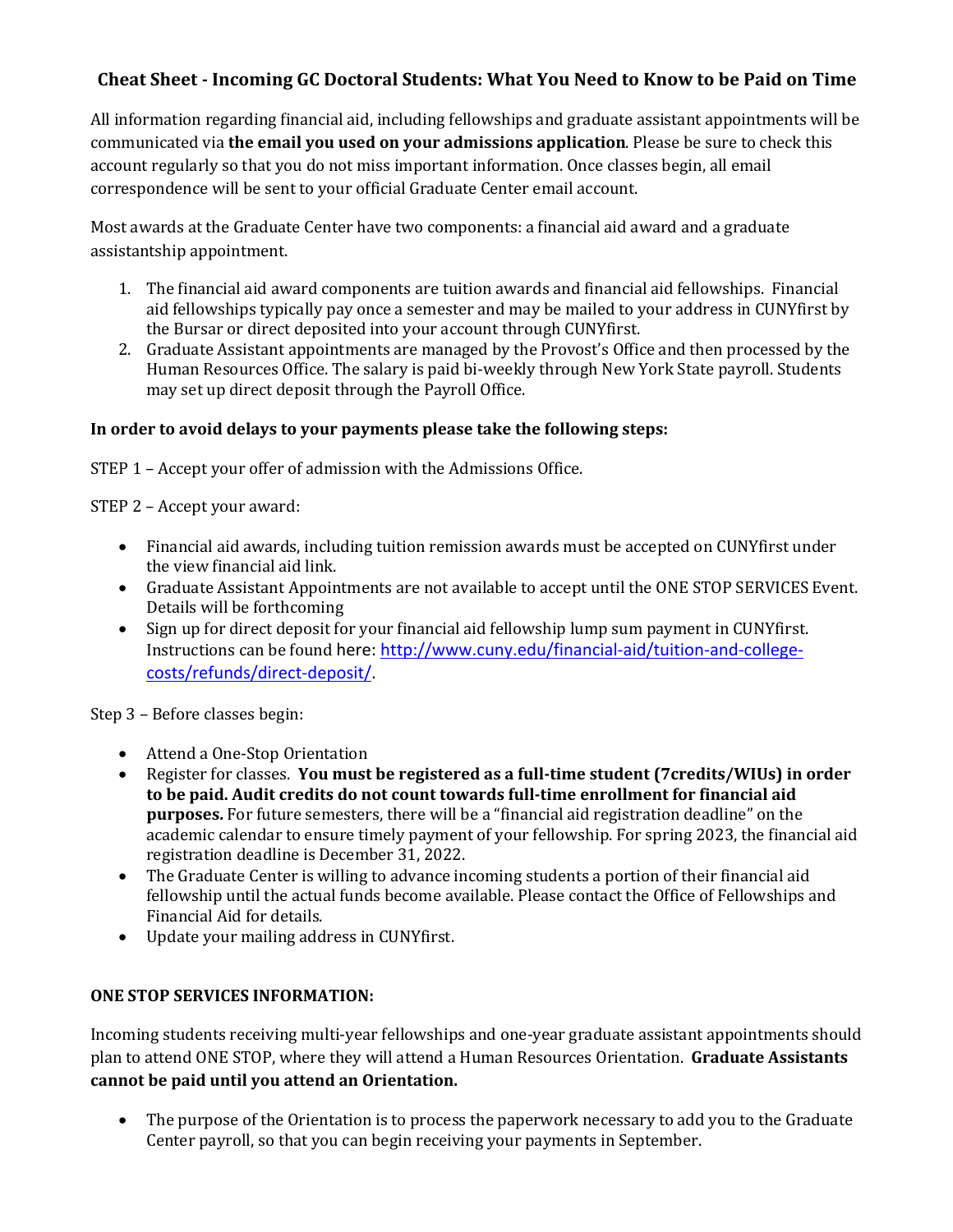# Cheat Sheet - Incoming GC Doctoral Students: What You Need to Know to be Paid on Time

All information regarding financial aid, including fellowships and graduate assistant appointments will be communicated via **the email you used on your admissions application**. Please be sure to check this account regularly so that you do not miss important information. Once classes begin, all email correspondence will be sent to your official Graduate Center email account.

Most awards at the Graduate Center have two components: a financial aid award and a graduate assistantship appointment.

1. The financial aid award components are tuition awards and financial aid fellowships. Financial aid fellowships typically pay once a semester and may be mailed to your address in CUNYfirst by the Bursar or direct deposited into your account through CUNYfirst.
2. Graduate Assistant appointments are managed by the Provost's Office and then processed by the Human Resources Office. The salary is paid bi-weekly through New York State payroll. Students may set up direct deposit through the Payroll Office.

**In order to avoid delays to your payments please take the following steps:**

STEP 1 – Accept your offer of admission with the Admissions Office.

STEP 2 – Accept your award:

- Financial aid awards, including tuition remission awards must be accepted on CUNYfirst under the view financial aid link.
- Graduate Assistant Appointments are not available to accept until the ONE STOP SERVICES Event. Details will be forthcoming
- Sign up for direct deposit for your financial aid fellowship lump sum payment in CUNYfirst. Instructions can be found here: [http://www.cuny.edu/financial-aid/tuition-and-college-costs/refunds/direct-deposit/](http://www.cuny.edu/financial-aid/tuition-and-college-costs/refunds/direct-deposit/).

Step 3 – Before classes begin:

- Attend a One-Stop Orientation
- Register for classes. **You must be registered as a full-time student (7credits/WIUs) in order to be paid. Audit credits do not count towards full-time enrollment for financial aid purposes.** For future semesters, there will be a "financial aid registration deadline" on the academic calendar to ensure timely payment of your fellowship. For spring 2023, the financial aid registration deadline is December 31, 2022.
- The Graduate Center is willing to advance incoming students a portion of their financial aid fellowship until the actual funds become available. Please contact the Office of Fellowships and Financial Aid for details.
- Update your mailing address in CUNYfirst.

**ONE STOP SERVICES INFORMATION:**

Incoming students receiving multi-year fellowships and one-year graduate assistant appointments should plan to attend ONE STOP, where they will attend a Human Resources Orientation. **Graduate Assistants cannot be paid until you attend an Orientation.**

- The purpose of the Orientation is to process the paperwork necessary to add you to the Graduate Center payroll, so that you can begin receiving your payments in September.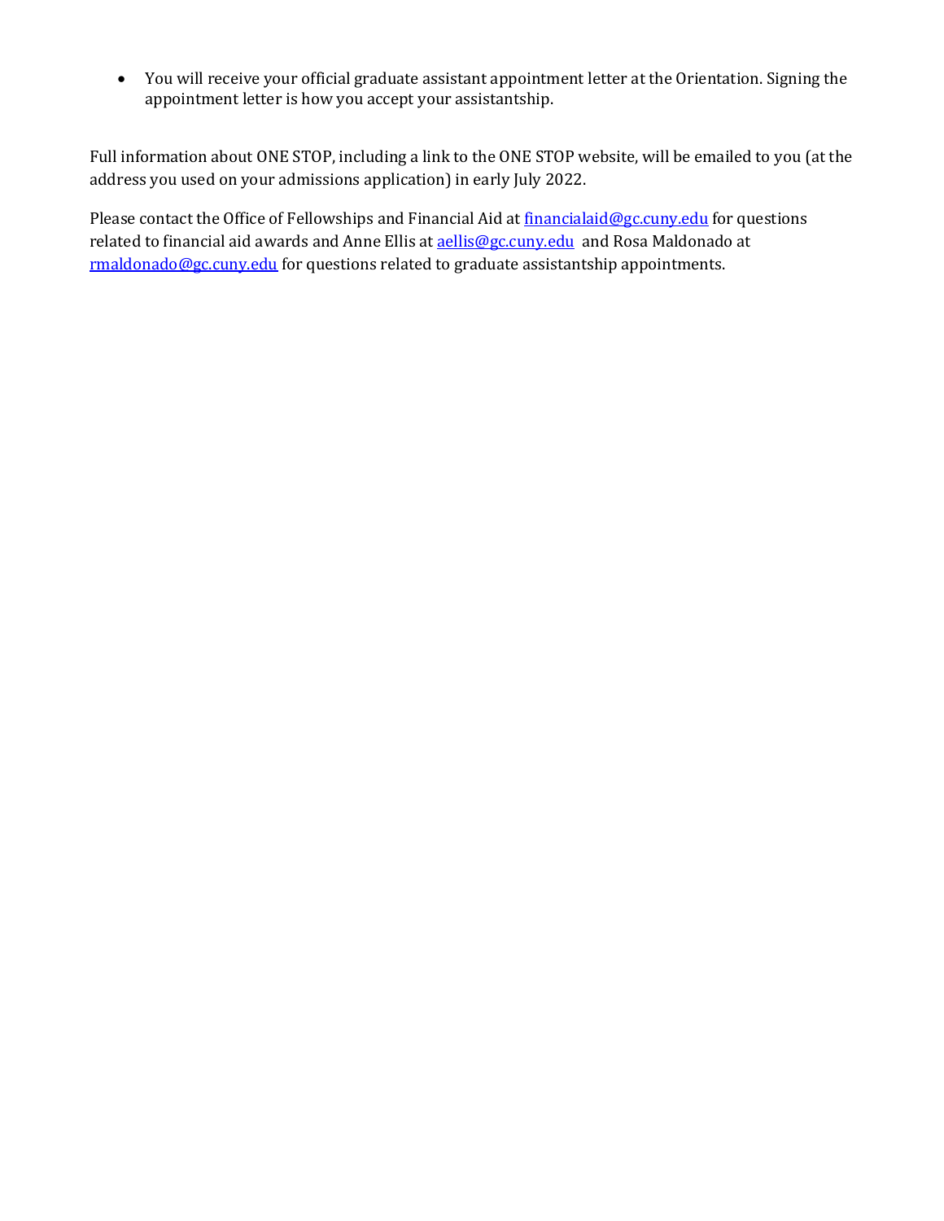- You will receive your official graduate assistant appointment letter at the Orientation. Signing the appointment letter is how you accept your assistantship.

Full information about ONE STOP, including a link to the ONE STOP website, will be emailed to you (at the address you used on your admissions application) in early July 2022.

Please contact the Office of Fellowships and Financial Aid at financialaid@gc.cuny.edu for questions related to financial aid awards and Anne Ellis at aellis@gc.cuny.edu and Rosa Maldonado at rmaldonado@gc.cuny.edu for questions related to graduate assistantship appointments.